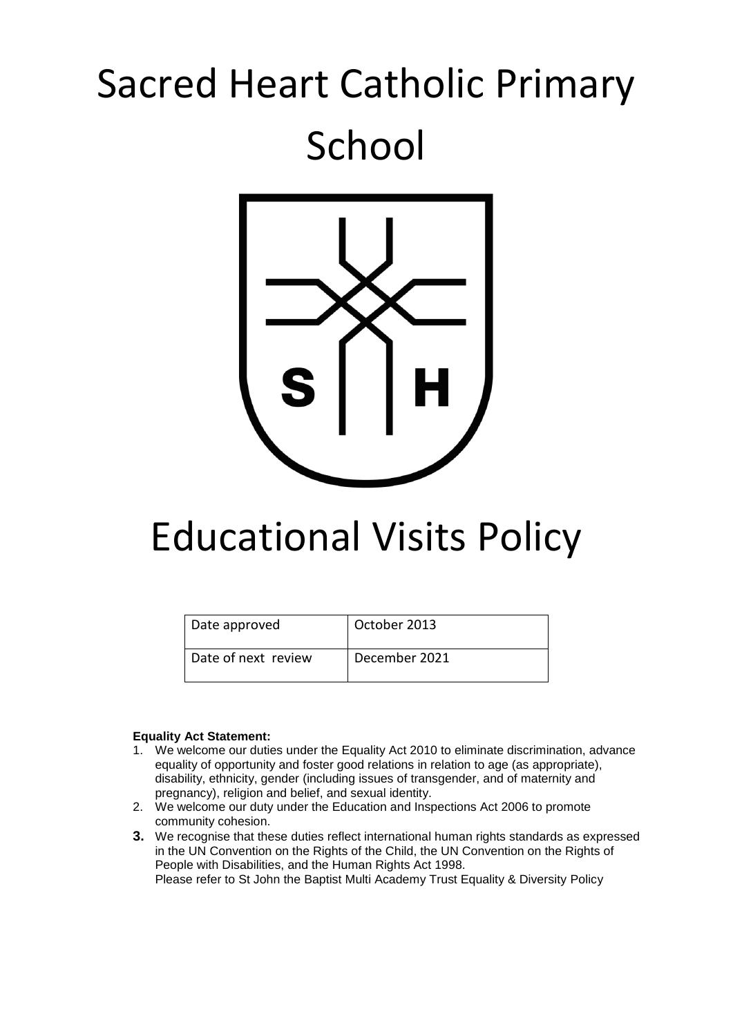# Sacred Heart Catholic Primary School

# Educational Visits Policy

| Date approved | October 2013 |
|---|---|
| Date of next review | December 2021 |

**Equality Act Statement:**

1. We welcome our duties under the Equality Act 2010 to eliminate discrimination, advance equality of opportunity and foster good relations in relation to age (as appropriate), disability, ethnicity, gender (including issues of transgender, and of maternity and pregnancy), religion and belief, and sexual identity.
2. We welcome our duty under the Education and Inspections Act 2006 to promote community cohesion.
3. We recognise that these duties reflect international human rights standards as expressed in the UN Convention on the Rights of the Child, the UN Convention on the Rights of People with Disabilities, and the Human Rights Act 1998.
   Please refer to St John the Baptist Multi Academy Trust Equality & Diversity Policy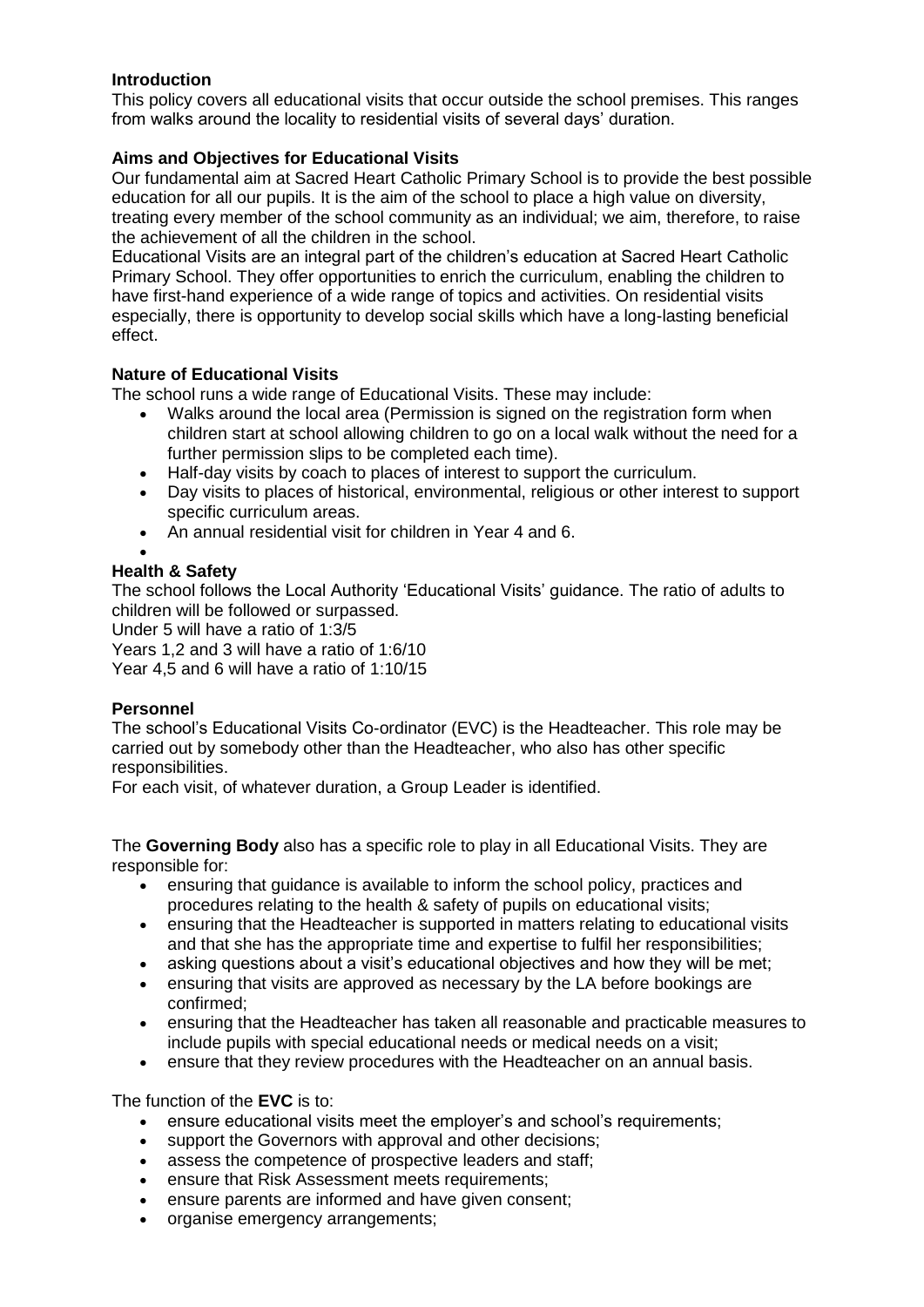**Introduction**

This policy covers all educational visits that occur outside the school premises. This ranges from walks around the locality to residential visits of several days' duration.

**Aims and Objectives for Educational Visits**

Our fundamental aim at Sacred Heart Catholic Primary School is to provide the best possible education for all our pupils. It is the aim of the school to place a high value on diversity, treating every member of the school community as an individual; we aim, therefore, to raise the achievement of all the children in the school.

Educational Visits are an integral part of the children's education at Sacred Heart Catholic Primary School. They offer opportunities to enrich the curriculum, enabling the children to have first-hand experience of a wide range of topics and activities. On residential visits especially, there is opportunity to develop social skills which have a long-lasting beneficial effect.

**Nature of Educational Visits**

The school runs a wide range of Educational Visits. These may include:

- Walks around the local area (Permission is signed on the registration form when children start at school allowing children to go on a local walk without the need for a further permission slips to be completed each time).
- Half-day visits by coach to places of interest to support the curriculum.
- Day visits to places of historical, environmental, religious or other interest to support specific curriculum areas.
- An annual residential visit for children in Year 4 and 6.

**Health & Safety**

The school follows the Local Authority 'Educational Visits' guidance. The ratio of adults to children will be followed or surpassed.

Under 5 will have a ratio of 1:3/5
Years 1,2 and 3 will have a ratio of 1:6/10
Year 4,5 and 6 will have a ratio of 1:10/15

**Personnel**

The school's Educational Visits Co-ordinator (EVC) is the Headteacher. This role may be carried out by somebody other than the Headteacher, who also has other specific responsibilities.

For each visit, of whatever duration, a Group Leader is identified.

The **Governing Body** also has a specific role to play in all Educational Visits. They are responsible for:

- ensuring that guidance is available to inform the school policy, practices and procedures relating to the health & safety of pupils on educational visits;
- ensuring that the Headteacher is supported in matters relating to educational visits and that she has the appropriate time and expertise to fulfil her responsibilities;
- asking questions about a visit's educational objectives and how they will be met;
- ensuring that visits are approved as necessary by the LA before bookings are confirmed;
- ensuring that the Headteacher has taken all reasonable and practicable measures to include pupils with special educational needs or medical needs on a visit;
- ensure that they review procedures with the Headteacher on an annual basis.

The function of the **EVC** is to:

- ensure educational visits meet the employer's and school's requirements;
- support the Governors with approval and other decisions;
- assess the competence of prospective leaders and staff;
- ensure that Risk Assessment meets requirements;
- ensure parents are informed and have given consent;
- organise emergency arrangements;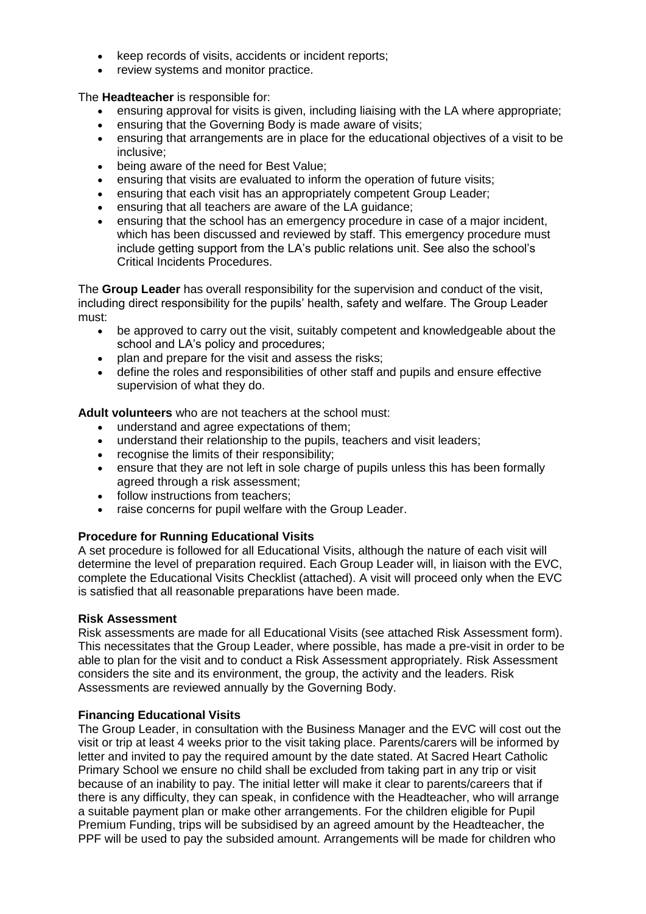- keep records of visits, accidents or incident reports;
- review systems and monitor practice.

The **Headteacher** is responsible for:

- ensuring approval for visits is given, including liaising with the LA where appropriate;
- ensuring that the Governing Body is made aware of visits;
- ensuring that arrangements are in place for the educational objectives of a visit to be inclusive;
- being aware of the need for Best Value;
- ensuring that visits are evaluated to inform the operation of future visits;
- ensuring that each visit has an appropriately competent Group Leader;
- ensuring that all teachers are aware of the LA guidance;
- ensuring that the school has an emergency procedure in case of a major incident, which has been discussed and reviewed by staff. This emergency procedure must include getting support from the LA's public relations unit. See also the school's Critical Incidents Procedures.

The **Group Leader** has overall responsibility for the supervision and conduct of the visit, including direct responsibility for the pupils' health, safety and welfare. The Group Leader must:

- be approved to carry out the visit, suitably competent and knowledgeable about the school and LA's policy and procedures;
- plan and prepare for the visit and assess the risks;
- define the roles and responsibilities of other staff and pupils and ensure effective supervision of what they do.

**Adult volunteers** who are not teachers at the school must:

- understand and agree expectations of them;
- understand their relationship to the pupils, teachers and visit leaders;
- recognise the limits of their responsibility;
- ensure that they are not left in sole charge of pupils unless this has been formally agreed through a risk assessment;
- follow instructions from teachers;
- raise concerns for pupil welfare with the Group Leader.

**Procedure for Running Educational Visits**

A set procedure is followed for all Educational Visits, although the nature of each visit will determine the level of preparation required. Each Group Leader will, in liaison with the EVC, complete the Educational Visits Checklist (attached). A visit will proceed only when the EVC is satisfied that all reasonable preparations have been made.

**Risk Assessment**

Risk assessments are made for all Educational Visits (see attached Risk Assessment form). This necessitates that the Group Leader, where possible, has made a pre-visit in order to be able to plan for the visit and to conduct a Risk Assessment appropriately. Risk Assessment considers the site and its environment, the group, the activity and the leaders. Risk Assessments are reviewed annually by the Governing Body.

**Financing Educational Visits**

The Group Leader, in consultation with the Business Manager and the EVC will cost out the visit or trip at least 4 weeks prior to the visit taking place. Parents/carers will be informed by letter and invited to pay the required amount by the date stated. At Sacred Heart Catholic Primary School we ensure no child shall be excluded from taking part in any trip or visit because of an inability to pay. The initial letter will make it clear to parents/careers that if there is any difficulty, they can speak, in confidence with the Headteacher, who will arrange a suitable payment plan or make other arrangements. For the children eligible for Pupil Premium Funding, trips will be subsidised by an agreed amount by the Headteacher, the PPF will be used to pay the subsided amount. Arrangements will be made for children who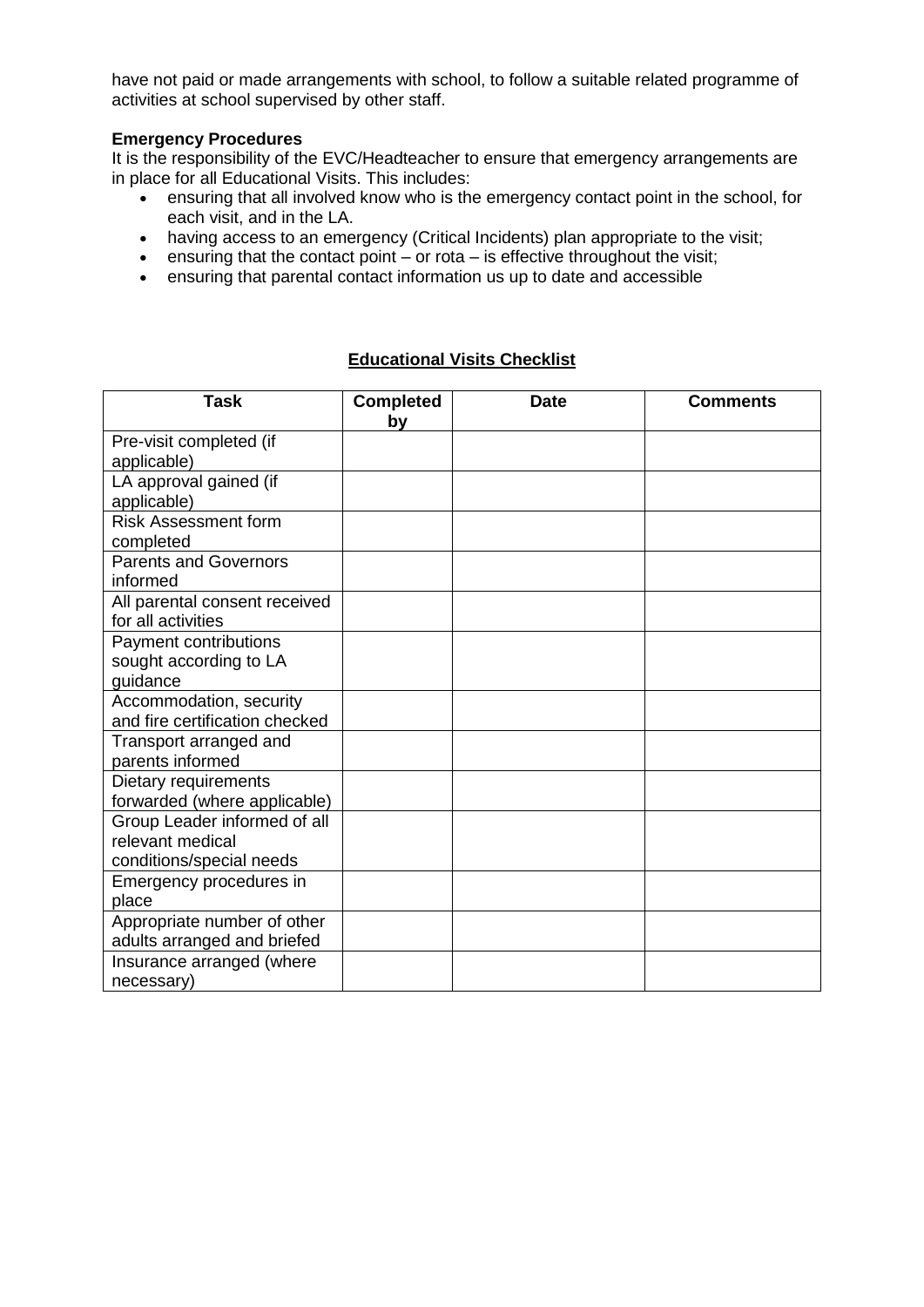have not paid or made arrangements with school, to follow a suitable related programme of activities at school supervised by other staff.

**Emergency Procedures**

It is the responsibility of the EVC/Headteacher to ensure that emergency arrangements are in place for all Educational Visits. This includes:

- ensuring that all involved know who is the emergency contact point in the school, for each visit, and in the LA.
- having access to an emergency (Critical Incidents) plan appropriate to the visit;
- ensuring that the contact point – or rota – is effective throughout the visit;
- ensuring that parental contact information us up to date and accessible

**Educational Visits Checklist**

| Task | Completed by | Date | Comments |
|---|---|---|---|
| Pre-visit completed (if applicable) | | | |
| LA approval gained (if applicable) | | | |
| Risk Assessment form completed | | | |
| Parents and Governors informed | | | |
| All parental consent received for all activities | | | |
| Payment contributions sought according to LA guidance | | | |
| Accommodation, security and fire certification checked | | | |
| Transport arranged and parents informed | | | |
| Dietary requirements forwarded (where applicable) | | | |
| Group Leader informed of all relevant medical conditions/special needs | | | |
| Emergency procedures in place | | | |
| Appropriate number of other adults arranged and briefed | | | |
| Insurance arranged (where necessary) | | | |